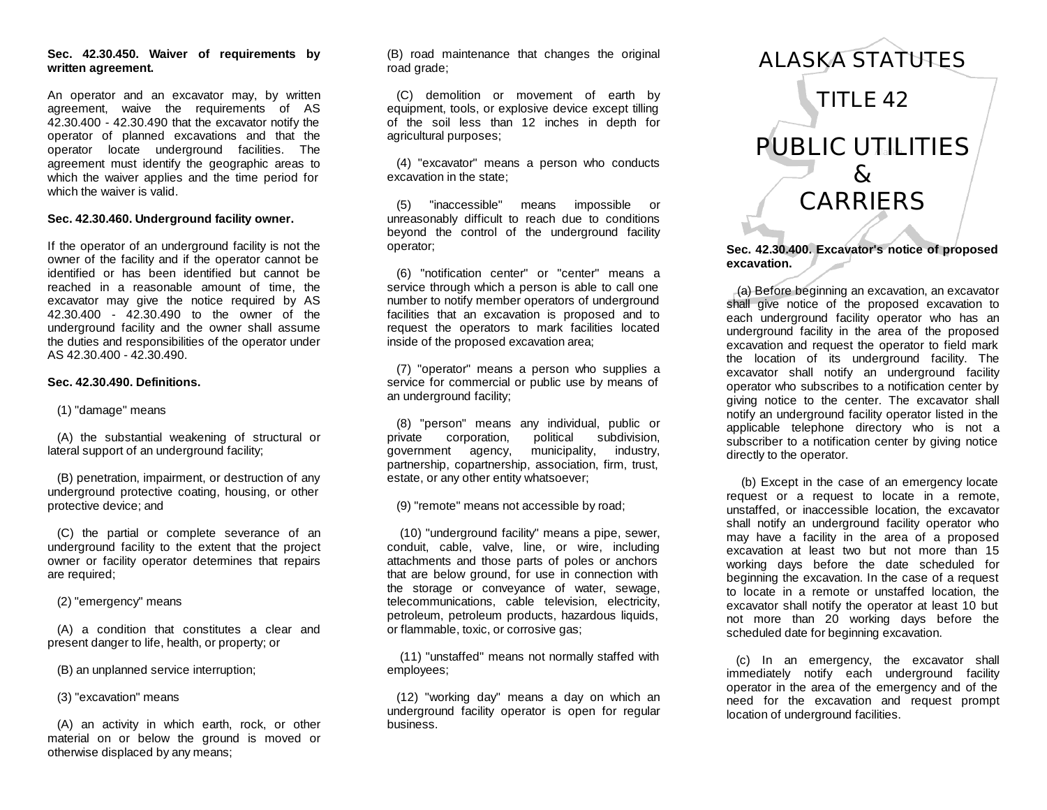# ALASKA STATUTES

# TITLE 42

# PUBLIC UTILITIES & CARRIERS

**Sec. 42.30.400. Excavator's notice of proposed excavation.**

(a) Before beginning an excavation, an excavator shall give notice of the proposed excavation to each underground facility operator who has an underground facility in the area of the proposed excavation and request the operator to field mark the location of its underground facility. The excavator shall notify an underground facility operator who subscribes to a notification center by giving notice to the center. The excavator shall notify an underground facility operator listed in the applicable telephone directory who is not a subscriber to a notification center by giving notice directly to the operator.

(b) Except in the case of an emergency locate request or a request to locate in a remote, unstaffed, or inaccessible location, the excavator shall notify an underground facility operator who may have a facility in the area of a proposed excavation at least two but not more than 15 working days before the date scheduled for beginning the excavation. In the case of a request to locate in a remote or unstaffed location, the excavator shall notify the operator at least 10 but not more than 20 working days before the scheduled date for beginning excavation.

(c) In an emergency, the excavator shall immediately notify each underground facility operator in the area of the emergency and of the need for the excavation and request prompt location of underground facilities.

**Sec. 42.30.450. Waiver of requirements by written agreement.**

An operator and an excavator may, by written agreement, waive the requirements of AS 42.30.400 - 42.30.490 that the excavator notify the operator of planned excavations and that the operator locate underground facilities. The agreement must identify the geographic areas to which the waiver applies and the time period for which the waiver is valid.

**Sec. 42.30.460. Underground facility owner.**

If the operator of an underground facility is not the owner of the facility and if the operator cannot be identified or has been identified but cannot be reached in a reasonable amount of time, the excavator may give the notice required by AS 42.30.400 - 42.30.490 to the owner of the underground facility and the owner shall assume the duties and responsibilities of the operator under AS 42.30.400 - 42.30.490.

**Sec. 42.30.490. Definitions.**

(1) "damage" means

(A) the substantial weakening of structural or lateral support of an underground facility;

(B) penetration, impairment, or destruction of any underground protective coating, housing, or other protective device; and

(C) the partial or complete severance of an underground facility to the extent that the project owner or facility operator determines that repairs are required;

(2) "emergency" means

(A) a condition that constitutes a clear and present danger to life, health, or property; or

(B) an unplanned service interruption;

(3) "excavation" means

(A) an activity in which earth, rock, or other material on or below the ground is moved or otherwise displaced by any means;

(B) road maintenance that changes the original road grade;

(C) demolition or movement of earth by equipment, tools, or explosive device except tilling of the soil less than 12 inches in depth for agricultural purposes;

(4) "excavator" means a person who conducts excavation in the state;

(5) "inaccessible" means impossible or unreasonably difficult to reach due to conditions beyond the control of the underground facility operator;

(6) "notification center" or "center" means a service through which a person is able to call one number to notify member operators of underground facilities that an excavation is proposed and to request the operators to mark facilities located inside of the proposed excavation area;

(7) "operator" means a person who supplies a service for commercial or public use by means of an underground facility;

(8) "person" means any individual, public or private corporation, political subdivision, government agency, municipality, industry, partnership, copartnership, association, firm, trust, estate, or any other entity whatsoever;

(9) "remote" means not accessible by road;

(10) "underground facility" means a pipe, sewer, conduit, cable, valve, line, or wire, including attachments and those parts of poles or anchors that are below ground, for use in connection with the storage or conveyance of water, sewage, telecommunications, cable television, electricity, petroleum, petroleum products, hazardous liquids, or flammable, toxic, or corrosive gas;

(11) "unstaffed" means not normally staffed with employees;

(12) "working day" means a day on which an underground facility operator is open for regular business.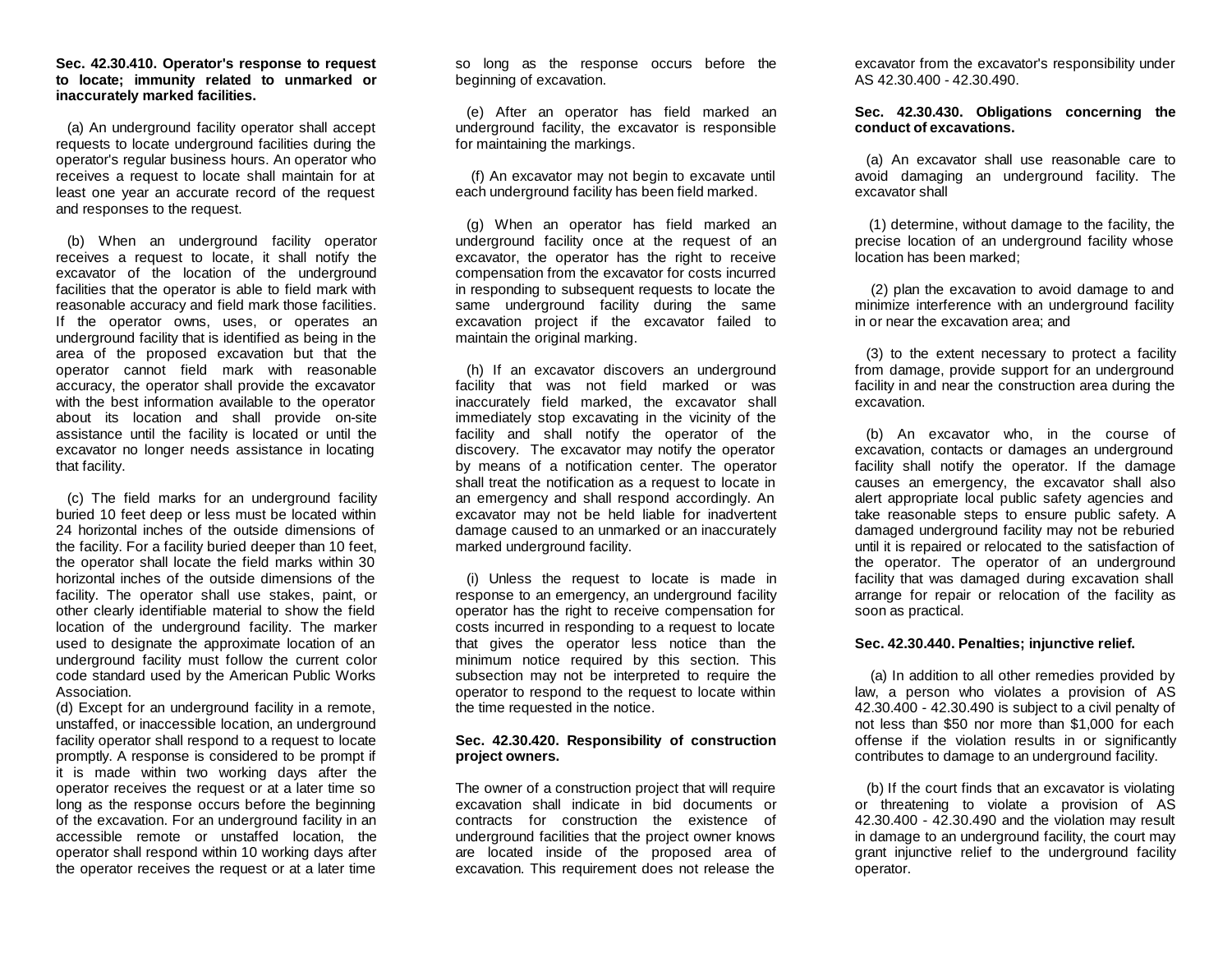**Sec. 42.30.410. Operator's response to request to locate; immunity related to unmarked or inaccurately marked facilities.**

(a) An underground facility operator shall accept requests to locate underground facilities during the operator's regular business hours. An operator who receives a request to locate shall maintain for at least one year an accurate record of the request and responses to the request.

(b) When an underground facility operator receives a request to locate, it shall notify the excavator of the location of the underground facilities that the operator is able to field mark with reasonable accuracy and field mark those facilities. If the operator owns, uses, or operates an underground facility that is identified as being in the area of the proposed excavation but that the operator cannot field mark with reasonable accuracy, the operator shall provide the excavator with the best information available to the operator about its location and shall provide on-site assistance until the facility is located or until the excavator no longer needs assistance in locating that facility.

(c) The field marks for an underground facility buried 10 feet deep or less must be located within 24 horizontal inches of the outside dimensions of the facility. For a facility buried deeper than 10 feet, the operator shall locate the field marks within 30 horizontal inches of the outside dimensions of the facility. The operator shall use stakes, paint, or other clearly identifiable material to show the field location of the underground facility. The marker used to designate the approximate location of an underground facility must follow the current color code standard used by the American Public Works Association.

(d) Except for an underground facility in a remote, unstaffed, or inaccessible location, an underground facility operator shall respond to a request to locate promptly. A response is considered to be prompt if it is made within two working days after the operator receives the request or at a later time so long as the response occurs before the beginning of the excavation. For an underground facility in an accessible remote or unstaffed location, the operator shall respond within 10 working days after the operator receives the request or at a later time so long as the response occurs before the beginning of excavation.

(e) After an operator has field marked an underground facility, the excavator is responsible for maintaining the markings.

(f) An excavator may not begin to excavate until each underground facility has been field marked.

(g) When an operator has field marked an underground facility once at the request of an excavator, the operator has the right to receive compensation from the excavator for costs incurred in responding to subsequent requests to locate the same underground facility during the same excavation project if the excavator failed to maintain the original marking.

(h) If an excavator discovers an underground facility that was not field marked or was inaccurately field marked, the excavator shall immediately stop excavating in the vicinity of the facility and shall notify the operator of the discovery. The excavator may notify the operator by means of a notification center. The operator shall treat the notification as a request to locate in an emergency and shall respond accordingly. An excavator may not be held liable for inadvertent damage caused to an unmarked or an inaccurately marked underground facility.

(i) Unless the request to locate is made in response to an emergency, an underground facility operator has the right to receive compensation for costs incurred in responding to a request to locate that gives the operator less notice than the minimum notice required by this section. This subsection may not be interpreted to require the operator to respond to the request to locate within the time requested in the notice.

**Sec. 42.30.420. Responsibility of construction project owners.**

The owner of a construction project that will require excavation shall indicate in bid documents or contracts for construction the existence of underground facilities that the project owner knows are located inside of the proposed area of excavation. This requirement does not release the excavator from the excavator's responsibility under AS 42.30.400 - 42.30.490.

**Sec. 42.30.430. Obligations concerning the conduct of excavations.**

(a) An excavator shall use reasonable care to avoid damaging an underground facility. The excavator shall

(1) determine, without damage to the facility, the precise location of an underground facility whose location has been marked;

(2) plan the excavation to avoid damage to and minimize interference with an underground facility in or near the excavation area; and

(3) to the extent necessary to protect a facility from damage, provide support for an underground facility in and near the construction area during the excavation.

(b) An excavator who, in the course of excavation, contacts or damages an underground facility shall notify the operator. If the damage causes an emergency, the excavator shall also alert appropriate local public safety agencies and take reasonable steps to ensure public safety. A damaged underground facility may not be reburied until it is repaired or relocated to the satisfaction of the operator. The operator of an underground facility that was damaged during excavation shall arrange for repair or relocation of the facility as soon as practical.

**Sec. 42.30.440. Penalties; injunctive relief.**

(a) In addition to all other remedies provided by law, a person who violates a provision of AS 42.30.400 - 42.30.490 is subject to a civil penalty of not less than $50 nor more than $1,000 for each offense if the violation results in or significantly contributes to damage to an underground facility.

(b) If the court finds that an excavator is violating or threatening to violate a provision of AS 42.30.400 - 42.30.490 and the violation may result in damage to an underground facility, the court may grant injunctive relief to the underground facility operator.